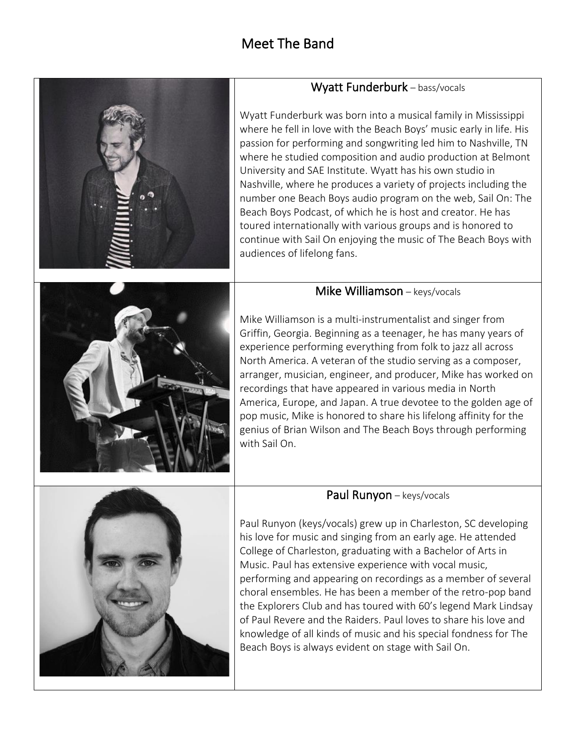# Meet The Band

## Wyatt Funderburk – bass/vocals

Wyatt Funderburk was born into a musical family in Mississippi where he fell in love with the Beach Boys' music early in life. His passion for performing and songwriting led him to Nashville, TN where he studied composition and audio production at Belmont University and SAE Institute. Wyatt has his own studio in Nashville, where he produces a variety of projects including the number one Beach Boys audio program on the web, Sail On: The Beach Boys Podcast, of which he is host and creator. He has toured internationally with various groups and is honored to continue with Sail On enjoying the music of The Beach Boys with audiences of lifelong fans.

## Mike Williamson – keys/vocals

Mike Williamson is a multi-instrumentalist and singer from Griffin, Georgia. Beginning as a teenager, he has many years of experience performing everything from folk to jazz all across North America. A veteran of the studio serving as a composer, arranger, musician, engineer, and producer, Mike has worked on recordings that have appeared in various media in North America, Europe, and Japan. A true devotee to the golden age of pop music, Mike is honored to share his lifelong affinity for the genius of Brian Wilson and The Beach Boys through performing with Sail On.

## Paul Runyon – keys/vocals

Paul Runyon (keys/vocals) grew up in Charleston, SC developing his love for music and singing from an early age. He attended College of Charleston, graduating with a Bachelor of Arts in Music. Paul has extensive experience with vocal music, performing and appearing on recordings as a member of several choral ensembles. He has been a member of the retro-pop band the Explorers Club and has toured with 60's legend Mark Lindsay of Paul Revere and the Raiders. Paul loves to share his love and knowledge of all kinds of music and his special fondness for The Beach Boys is always evident on stage with Sail On.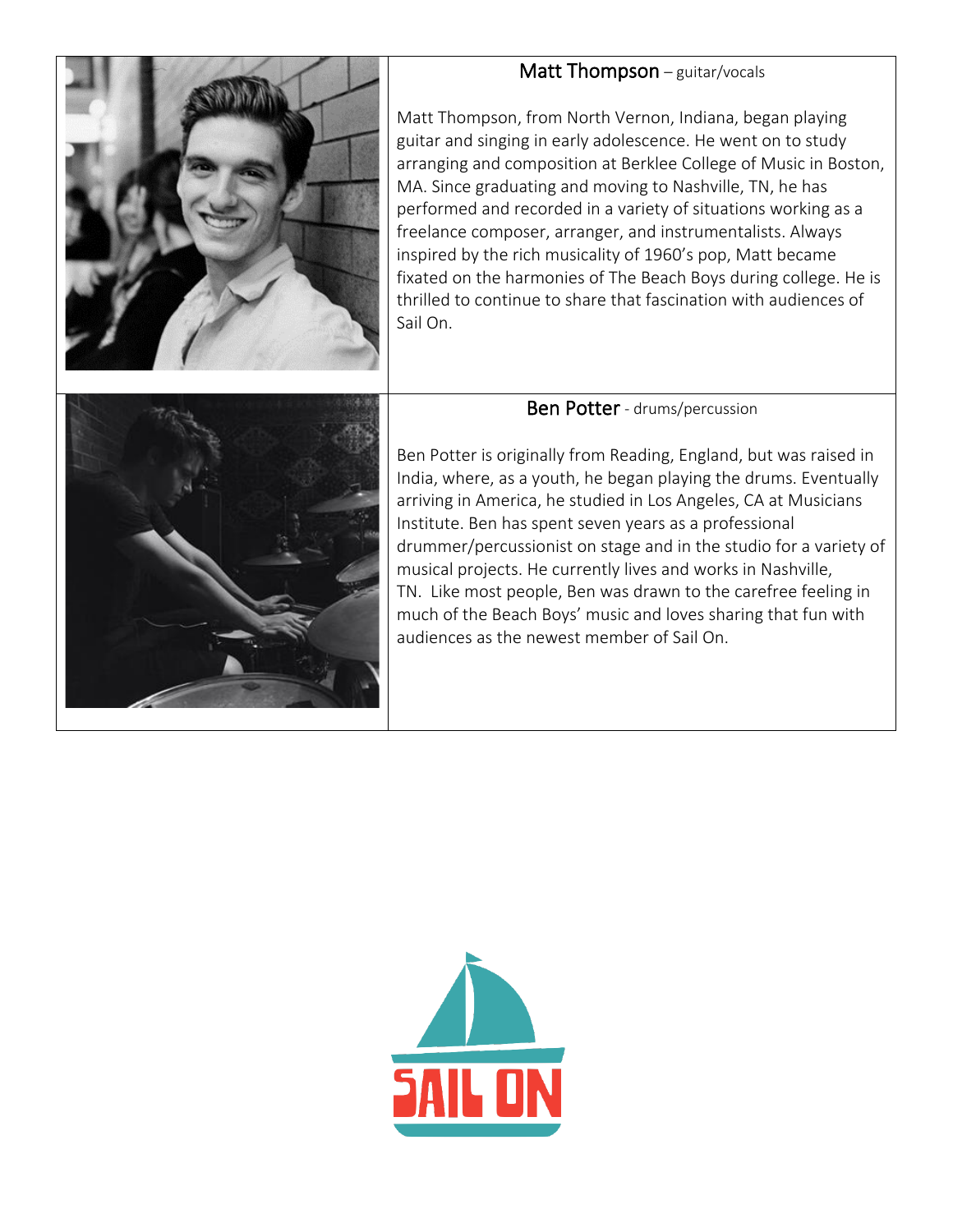## Matt Thompson – guitar/vocals

Matt Thompson, from North Vernon, Indiana, began playing guitar and singing in early adolescence. He went on to study arranging and composition at Berklee College of Music in Boston, MA. Since graduating and moving to Nashville, TN, he has performed and recorded in a variety of situations working as a freelance composer, arranger, and instrumentalists. Always inspired by the rich musicality of 1960's pop, Matt became fixated on the harmonies of The Beach Boys during college. He is thrilled to continue to share that fascination with audiences of Sail On.

## Ben Potter - drums/percussion

Ben Potter is originally from Reading, England, but was raised in India, where, as a youth, he began playing the drums. Eventually arriving in America, he studied in Los Angeles, CA at Musicians Institute. Ben has spent seven years as a professional drummer/percussionist on stage and in the studio for a variety of musical projects. He currently lives and works in Nashville, TN. Like most people, Ben was drawn to the carefree feeling in much of the Beach Boys' music and loves sharing that fun with audiences as the newest member of Sail On.

SAIL ON